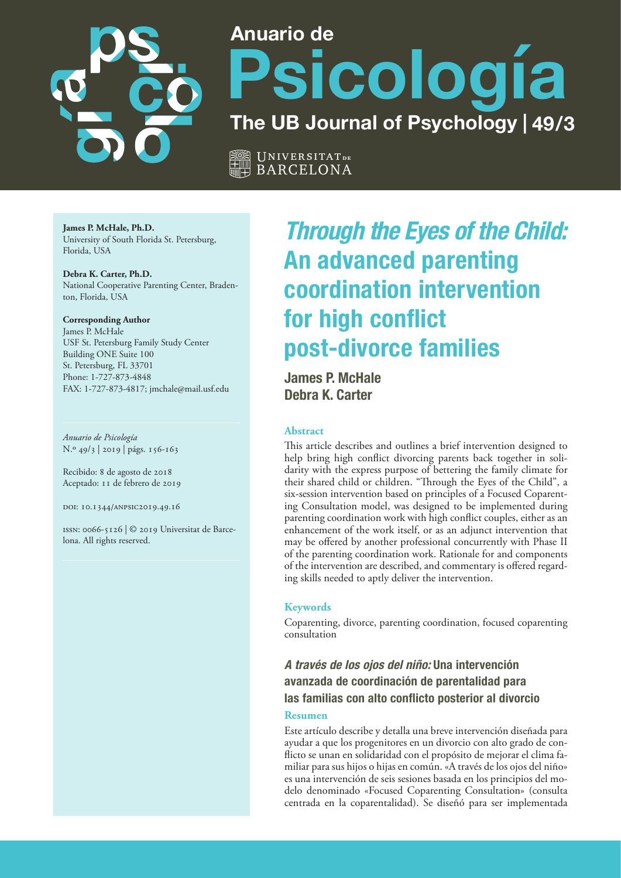# *Through the Eyes of the Child:* An advanced parenting coordination intervention for high conflict post-divorce families

**James P. McHale**
**Debra K. Carter**

**James P. McHale, Ph.D.**
University of South Florida St. Petersburg, Florida, USA

**Debra K. Carter, Ph.D.**
National Cooperative Parenting Center, Bradenton, Florida, USA

**Corresponding Author**
James P. McHale
USF St. Petersburg Family Study Center
Building ONE Suite 100
St. Petersburg, FL 33701
Phone: 1-727-873-4848
FAX: 1-727-873-4817; jmchale@mail.usf.edu

*Anuario de Psicología*
N.º 49/3 | 2019 | págs. 156-163

Recibido: 8 de agosto de 2018
Aceptado: 11 de febrero de 2019

DOI: 10.1344/ANPSIC2019.49.16

ISSN: 0066-5126 | © 2019 Universitat de Barcelona. All rights reserved.

## Abstract

This article describes and outlines a brief intervention designed to help bring high conflict divorcing parents back together in solidarity with the express purpose of bettering the family climate for their shared child or children. "Through the Eyes of the Child", a six-session intervention based on principles of a Focused Coparenting Consultation model, was designed to be implemented during parenting coordination work with high conflict couples, either as an enhancement of the work itself, or as an adjunct intervention that may be offered by another professional concurrently with Phase II of the parenting coordination work. Rationale for and components of the intervention are described, and commentary is offered regarding skills needed to aptly deliver the intervention.

## Keywords

Coparenting, divorce, parenting coordination, focused coparenting consultation

## *A través de los ojos del niño:* Una intervención avanzada de coordinación de parentalidad para las familias con alto conflicto posterior al divorcio

## Resumen

Este artículo describe y detalla una breve intervención diseñada para ayudar a que los progenitores en un divorcio con alto grado de conflicto se unan en solidaridad con el propósito de mejorar el clima familiar para sus hijos o hijas en común. «A través de los ojos del niño» es una intervención de seis sesiones basada en los principios del modelo denominado «Focused Coparenting Consultation» (consulta centrada en la coparentalidad). Se diseñó para ser implementada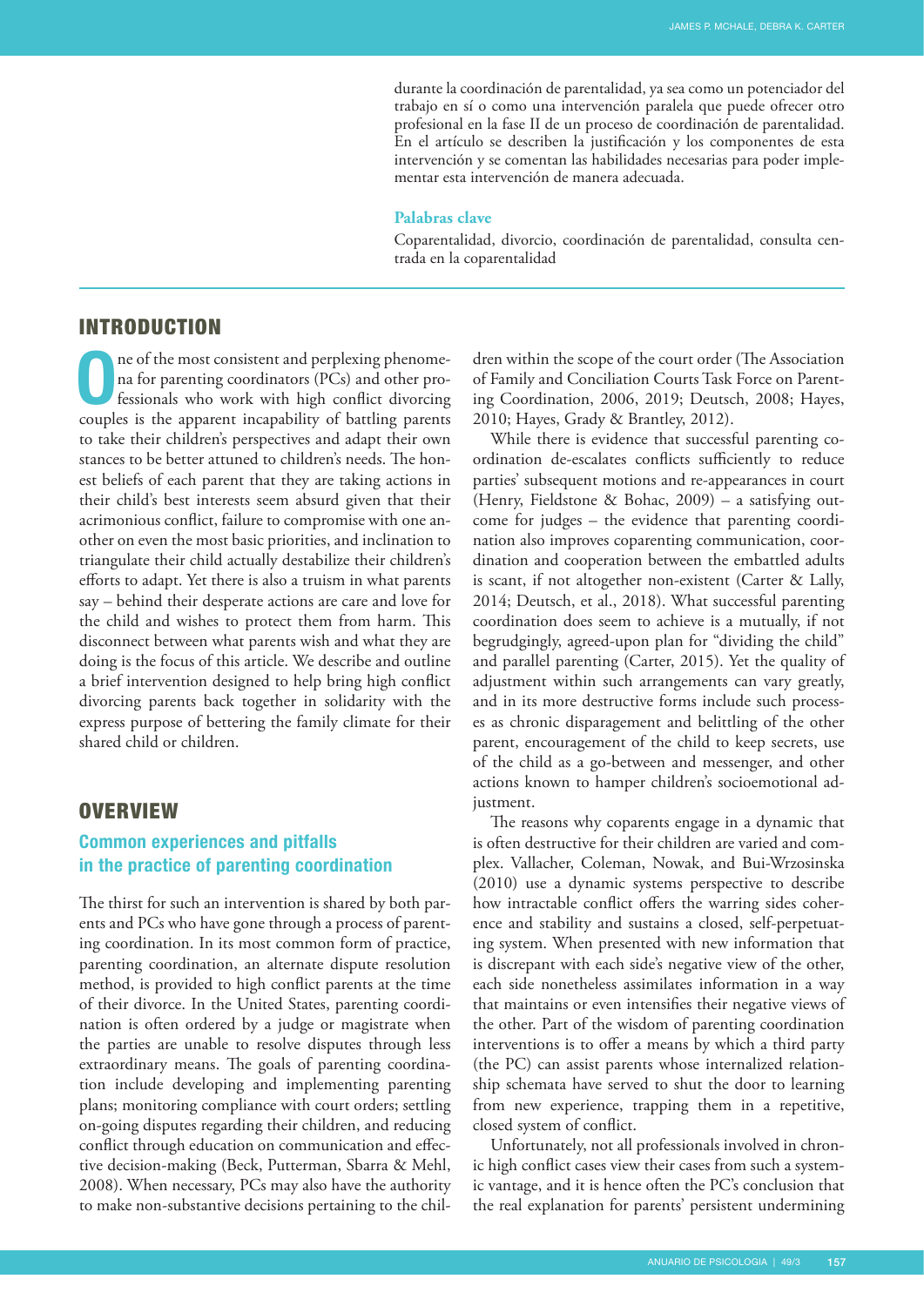durante la coordinación de parentalidad, ya sea como un potenciador del trabajo en sí o como una intervención paralela que puede ofrecer otro profesional en la fase II de un proceso de coordinación de parentalidad. En el artículo se describen la justificación y los componentes de esta intervención y se comentan las habilidades necesarias para poder implementar esta intervención de manera adecuada.

**Palabras clave**

Coparentalidad, divorcio, coordinación de parentalidad, consulta centrada en la coparentalidad

## INTRODUCTION

One of the most consistent and perplexing phenomena for parenting coordinators (PCs) and other professionals who work with high conflict divorcing couples is the apparent incapability of battling parents to take their children's perspectives and adapt their own stances to be better attuned to children's needs. The honest beliefs of each parent that they are taking actions in their child's best interests seem absurd given that their acrimonious conflict, failure to compromise with one another on even the most basic priorities, and inclination to triangulate their child actually destabilize their children's efforts to adapt. Yet there is also a truism in what parents say – behind their desperate actions are care and love for the child and wishes to protect them from harm. This disconnect between what parents wish and what they are doing is the focus of this article. We describe and outline a brief intervention designed to help bring high conflict divorcing parents back together in solidarity with the express purpose of bettering the family climate for their shared child or children.

## OVERVIEW

### Common experiences and pitfalls in the practice of parenting coordination

The thirst for such an intervention is shared by both parents and PCs who have gone through a process of parenting coordination. In its most common form of practice, parenting coordination, an alternate dispute resolution method, is provided to high conflict parents at the time of their divorce. In the United States, parenting coordination is often ordered by a judge or magistrate when the parties are unable to resolve disputes through less extraordinary means. The goals of parenting coordination include developing and implementing parenting plans; monitoring compliance with court orders; settling on-going disputes regarding their children, and reducing conflict through education on communication and effective decision-making (Beck, Putterman, Sbarra & Mehl, 2008). When necessary, PCs may also have the authority to make non-substantive decisions pertaining to the children within the scope of the court order (The Association of Family and Conciliation Courts Task Force on Parenting Coordination, 2006, 2019; Deutsch, 2008; Hayes, 2010; Hayes, Grady & Brantley, 2012).

While there is evidence that successful parenting coordination de-escalates conflicts sufficiently to reduce parties' subsequent motions and re-appearances in court (Henry, Fieldstone & Bohac, 2009) – a satisfying outcome for judges – the evidence that parenting coordination also improves coparenting communication, coordination and cooperation between the embattled adults is scant, if not altogether non-existent (Carter & Lally, 2014; Deutsch, et al., 2018). What successful parenting coordination does seem to achieve is a mutually, if not begrudgingly, agreed-upon plan for "dividing the child" and parallel parenting (Carter, 2015). Yet the quality of adjustment within such arrangements can vary greatly, and in its more destructive forms include such processes as chronic disparagement and belittling of the other parent, encouragement of the child to keep secrets, use of the child as a go-between and messenger, and other actions known to hamper children's socioemotional adjustment.

The reasons why coparents engage in a dynamic that is often destructive for their children are varied and complex. Vallacher, Coleman, Nowak, and Bui-Wrzosinska (2010) use a dynamic systems perspective to describe how intractable conflict offers the warring sides coherence and stability and sustains a closed, self-perpetuating system. When presented with new information that is discrepant with each side's negative view of the other, each side nonetheless assimilates information in a way that maintains or even intensifies their negative views of the other. Part of the wisdom of parenting coordination interventions is to offer a means by which a third party (the PC) can assist parents whose internalized relationship schemata have served to shut the door to learning from new experience, trapping them in a repetitive, closed system of conflict.

Unfortunately, not all professionals involved in chronic high conflict cases view their cases from such a systemic vantage, and it is hence often the PC's conclusion that the real explanation for parents' persistent undermining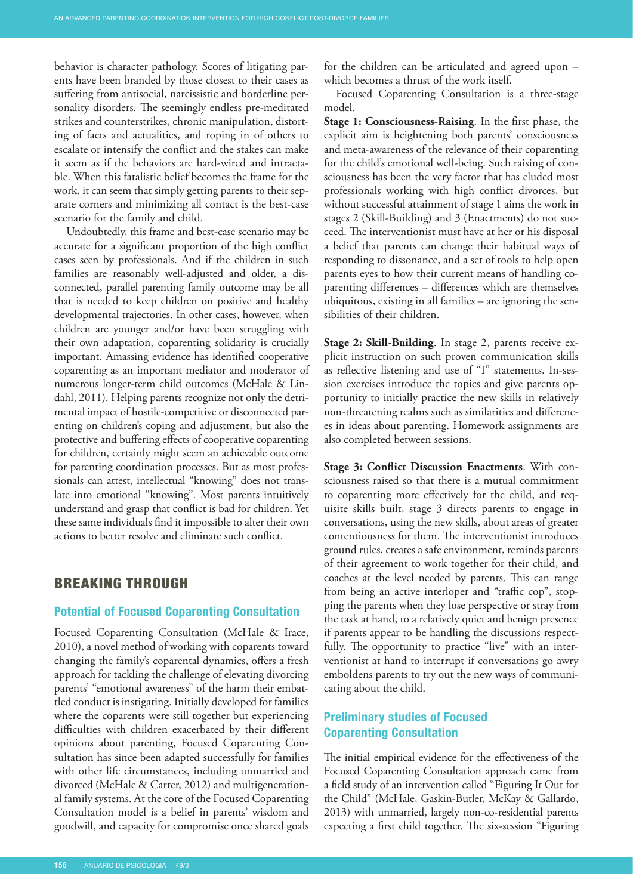behavior is character pathology. Scores of litigating parents have been branded by those closest to their cases as suffering from antisocial, narcissistic and borderline personality disorders. The seemingly endless pre-meditated strikes and counterstrikes, chronic manipulation, distorting of facts and actualities, and roping in of others to escalate or intensify the conflict and the stakes can make it seem as if the behaviors are hard-wired and intractable. When this fatalistic belief becomes the frame for the work, it can seem that simply getting parents to their separate corners and minimizing all contact is the best-case scenario for the family and child.

Undoubtedly, this frame and best-case scenario may be accurate for a significant proportion of the high conflict cases seen by professionals. And if the children in such families are reasonably well-adjusted and older, a disconnected, parallel parenting family outcome may be all that is needed to keep children on positive and healthy developmental trajectories. In other cases, however, when children are younger and/or have been struggling with their own adaptation, coparenting solidarity is crucially important. Amassing evidence has identified cooperative coparenting as an important mediator and moderator of numerous longer-term child outcomes (McHale & Lindahl, 2011). Helping parents recognize not only the detrimental impact of hostile-competitive or disconnected parenting on children's coping and adjustment, but also the protective and buffering effects of cooperative coparenting for children, certainly might seem an achievable outcome for parenting coordination processes. But as most professionals can attest, intellectual "knowing" does not translate into emotional "knowing". Most parents intuitively understand and grasp that conflict is bad for children. Yet these same individuals find it impossible to alter their own actions to better resolve and eliminate such conflict.

## BREAKING THROUGH

### Potential of Focused Coparenting Consultation

Focused Coparenting Consultation (McHale & Irace, 2010), a novel method of working with coparents toward changing the family's coparental dynamics, offers a fresh approach for tackling the challenge of elevating divorcing parents' "emotional awareness" of the harm their embattled conduct is instigating. Initially developed for families where the coparents were still together but experiencing difficulties with children exacerbated by their different opinions about parenting, Focused Coparenting Consultation has since been adapted successfully for families with other life circumstances, including unmarried and divorced (McHale & Carter, 2012) and multigenerational family systems. At the core of the Focused Coparenting Consultation model is a belief in parents' wisdom and goodwill, and capacity for compromise once shared goals for the children can be articulated and agreed upon – which becomes a thrust of the work itself.

Focused Coparenting Consultation is a three-stage model.

**Stage 1: Consciousness-Raising**. In the first phase, the explicit aim is heightening both parents' consciousness and meta-awareness of the relevance of their coparenting for the child's emotional well-being. Such raising of consciousness has been the very factor that has eluded most professionals working with high conflict divorces, but without successful attainment of stage 1 aims the work in stages 2 (Skill-Building) and 3 (Enactments) do not succeed. The interventionist must have at her or his disposal a belief that parents can change their habitual ways of responding to dissonance, and a set of tools to help open parents eyes to how their current means of handling coparenting differences – differences which are themselves ubiquitous, existing in all families – are ignoring the sensibilities of their children.

**Stage 2: Skill-Building**. In stage 2, parents receive explicit instruction on such proven communication skills as reflective listening and use of "I" statements. In-session exercises introduce the topics and give parents opportunity to initially practice the new skills in relatively non-threatening realms such as similarities and differences in ideas about parenting. Homework assignments are also completed between sessions.

**Stage 3: Conflict Discussion Enactments**. With consciousness raised so that there is a mutual commitment to coparenting more effectively for the child, and requisite skills built, stage 3 directs parents to engage in conversations, using the new skills, about areas of greater contentiousness for them. The interventionist introduces ground rules, creates a safe environment, reminds parents of their agreement to work together for their child, and coaches at the level needed by parents. This can range from being an active interloper and "traffic cop", stopping the parents when they lose perspective or stray from the task at hand, to a relatively quiet and benign presence if parents appear to be handling the discussions respectfully. The opportunity to practice "live" with an interventionist at hand to interrupt if conversations go awry emboldens parents to try out the new ways of communicating about the child.

### Preliminary studies of Focused Coparenting Consultation

The initial empirical evidence for the effectiveness of the Focused Coparenting Consultation approach came from a field study of an intervention called "Figuring It Out for the Child" (McHale, Gaskin-Butler, McKay & Gallardo, 2013) with unmarried, largely non-co-residential parents expecting a first child together. The six-session "Figuring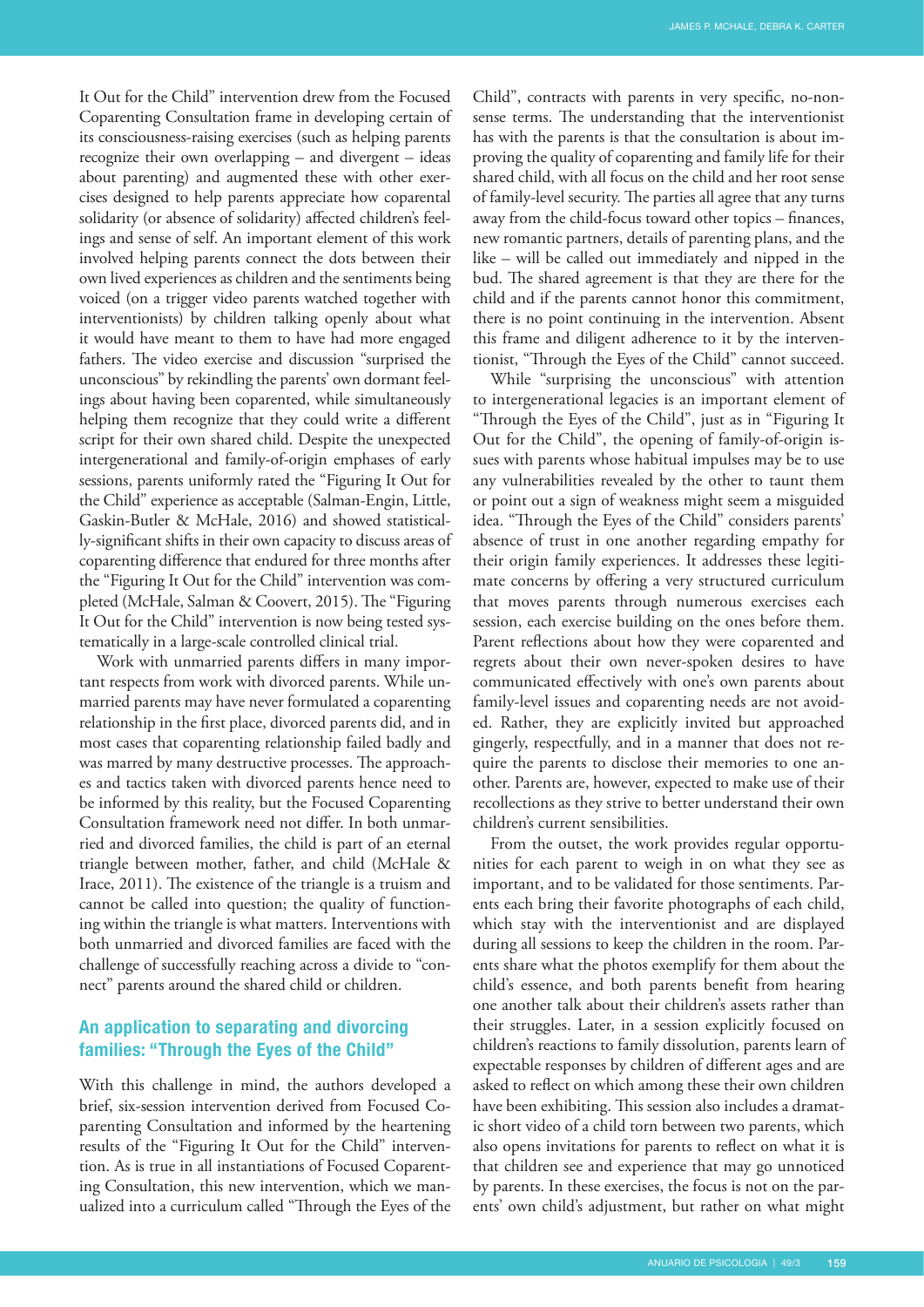It Out for the Child" intervention drew from the Focused Coparenting Consultation frame in developing certain of its consciousness-raising exercises (such as helping parents recognize their own overlapping – and divergent – ideas about parenting) and augmented these with other exercises designed to help parents appreciate how coparental solidarity (or absence of solidarity) affected children's feelings and sense of self. An important element of this work involved helping parents connect the dots between their own lived experiences as children and the sentiments being voiced (on a trigger video parents watched together with interventionists) by children talking openly about what it would have meant to them to have had more engaged fathers. The video exercise and discussion "surprised the unconscious" by rekindling the parents' own dormant feelings about having been coparented, while simultaneously helping them recognize that they could write a different script for their own shared child. Despite the unexpected intergenerational and family-of-origin emphases of early sessions, parents uniformly rated the "Figuring It Out for the Child" experience as acceptable (Salman-Engin, Little, Gaskin-Butler & McHale, 2016) and showed statistically-significant shifts in their own capacity to discuss areas of coparenting difference that endured for three months after the "Figuring It Out for the Child" intervention was completed (McHale, Salman & Coovert, 2015). The "Figuring It Out for the Child" intervention is now being tested systematically in a large-scale controlled clinical trial.

Work with unmarried parents differs in many important respects from work with divorced parents. While unmarried parents may have never formulated a coparenting relationship in the first place, divorced parents did, and in most cases that coparenting relationship failed badly and was marred by many destructive processes. The approaches and tactics taken with divorced parents hence need to be informed by this reality, but the Focused Coparenting Consultation framework need not differ. In both unmarried and divorced families, the child is part of an eternal triangle between mother, father, and child (McHale & Irace, 2011). The existence of the triangle is a truism and cannot be called into question; the quality of functioning within the triangle is what matters. Interventions with both unmarried and divorced families are faced with the challenge of successfully reaching across a divide to "connect" parents around the shared child or children.

## An application to separating and divorcing families: "Through the Eyes of the Child"

With this challenge in mind, the authors developed a brief, six-session intervention derived from Focused Coparenting Consultation and informed by the heartening results of the "Figuring It Out for the Child" intervention. As is true in all instantiations of Focused Coparenting Consultation, this new intervention, which we manualized into a curriculum called "Through the Eyes of the Child", contracts with parents in very specific, no-nonsense terms. The understanding that the interventionist has with the parents is that the consultation is about improving the quality of coparenting and family life for their shared child, with all focus on the child and her root sense of family-level security. The parties all agree that any turns away from the child-focus toward other topics – finances, new romantic partners, details of parenting plans, and the like – will be called out immediately and nipped in the bud. The shared agreement is that they are there for the child and if the parents cannot honor this commitment, there is no point continuing in the intervention. Absent this frame and diligent adherence to it by the interventionist, "Through the Eyes of the Child" cannot succeed.

While "surprising the unconscious" with attention to intergenerational legacies is an important element of "Through the Eyes of the Child", just as in "Figuring It Out for the Child", the opening of family-of-origin issues with parents whose habitual impulses may be to use any vulnerabilities revealed by the other to taunt them or point out a sign of weakness might seem a misguided idea. "Through the Eyes of the Child" considers parents' absence of trust in one another regarding empathy for their origin family experiences. It addresses these legitimate concerns by offering a very structured curriculum that moves parents through numerous exercises each session, each exercise building on the ones before them. Parent reflections about how they were coparented and regrets about their own never-spoken desires to have communicated effectively with one's own parents about family-level issues and coparenting needs are not avoided. Rather, they are explicitly invited but approached gingerly, respectfully, and in a manner that does not require the parents to disclose their memories to one another. Parents are, however, expected to make use of their recollections as they strive to better understand their own children's current sensibilities.

From the outset, the work provides regular opportunities for each parent to weigh in on what they see as important, and to be validated for those sentiments. Parents each bring their favorite photographs of each child, which stay with the interventionist and are displayed during all sessions to keep the children in the room. Parents share what the photos exemplify for them about the child's essence, and both parents benefit from hearing one another talk about their children's assets rather than their struggles. Later, in a session explicitly focused on children's reactions to family dissolution, parents learn of expectable responses by children of different ages and are asked to reflect on which among these their own children have been exhibiting. This session also includes a dramatic short video of a child torn between two parents, which also opens invitations for parents to reflect on what it is that children see and experience that may go unnoticed by parents. In these exercises, the focus is not on the parents' own child's adjustment, but rather on what might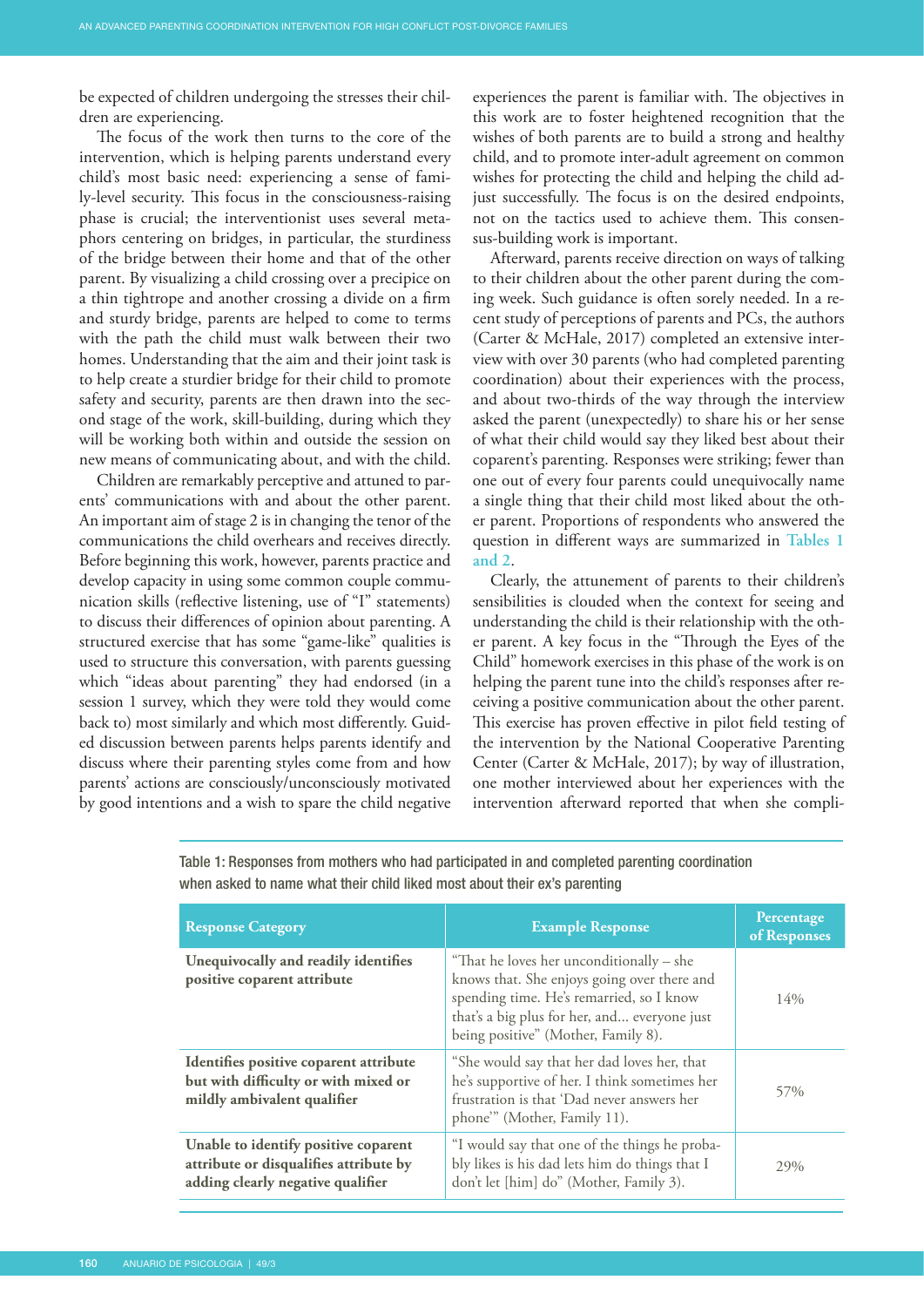be expected of children undergoing the stresses their children are experiencing.

The focus of the work then turns to the core of the intervention, which is helping parents understand every child's most basic need: experiencing a sense of family-level security. This focus in the consciousness-raising phase is crucial; the interventionist uses several metaphors centering on bridges, in particular, the sturdiness of the bridge between their home and that of the other parent. By visualizing a child crossing over a precipice on a thin tightrope and another crossing a divide on a firm and sturdy bridge, parents are helped to come to terms with the path the child must walk between their two homes. Understanding that the aim and their joint task is to help create a sturdier bridge for their child to promote safety and security, parents are then drawn into the second stage of the work, skill-building, during which they will be working both within and outside the session on new means of communicating about, and with the child.

Children are remarkably perceptive and attuned to parents' communications with and about the other parent. An important aim of stage 2 is in changing the tenor of the communications the child overhears and receives directly. Before beginning this work, however, parents practice and develop capacity in using some common couple communication skills (reflective listening, use of "I" statements) to discuss their differences of opinion about parenting. A structured exercise that has some "game-like" qualities is used to structure this conversation, with parents guessing which "ideas about parenting" they had endorsed (in a session 1 survey, which they were told they would come back to) most similarly and which most differently. Guided discussion between parents helps parents identify and discuss where their parenting styles come from and how parents' actions are consciously/unconsciously motivated by good intentions and a wish to spare the child negative experiences the parent is familiar with. The objectives in this work are to foster heightened recognition that the wishes of both parents are to build a strong and healthy child, and to promote inter-adult agreement on common wishes for protecting the child and helping the child adjust successfully. The focus is on the desired endpoints, not on the tactics used to achieve them. This consensus-building work is important.

Afterward, parents receive direction on ways of talking to their children about the other parent during the coming week. Such guidance is often sorely needed. In a recent study of perceptions of parents and PCs, the authors (Carter & McHale, 2017) completed an extensive interview with over 30 parents (who had completed parenting coordination) about their experiences with the process, and about two-thirds of the way through the interview asked the parent (unexpectedly) to share his or her sense of what their child would say they liked best about their coparent's parenting. Responses were striking; fewer than one out of every four parents could unequivocally name a single thing that their child most liked about the other parent. Proportions of respondents who answered the question in different ways are summarized in Tables 1 and 2.

Clearly, the attunement of parents to their children's sensibilities is clouded when the context for seeing and understanding the child is their relationship with the other parent. A key focus in the "Through the Eyes of the Child" homework exercises in this phase of the work is on helping the parent tune into the child's responses after receiving a positive communication about the other parent. This exercise has proven effective in pilot field testing of the intervention by the National Cooperative Parenting Center (Carter & McHale, 2017); by way of illustration, one mother interviewed about her experiences with the intervention afterward reported that when she compli-

Table 1: Responses from mothers who had participated in and completed parenting coordination when asked to name what their child liked most about their ex's parenting

| Response Category | Example Response | Percentage of Responses |
|---|---|---|
| **Unequivocally and readily identifies positive coparent attribute** | "That he loves her unconditionally – she knows that. She enjoys going over there and spending time. He's remarried, so I know that's a big plus for her, and... everyone just being positive" (Mother, Family 8). | 14% |
| **Identifies positive coparent attribute but with difficulty or with mixed or mildly ambivalent qualifier** | "She would say that her dad loves her, that he's supportive of her. I think sometimes her frustration is that 'Dad never answers her phone'" (Mother, Family 11). | 57% |
| **Unable to identify positive coparent attribute or disqualifies attribute by adding clearly negative qualifier** | "I would say that one of the things he probably likes is his dad lets him do things that I don't let [him] do" (Mother, Family 3). | 29% |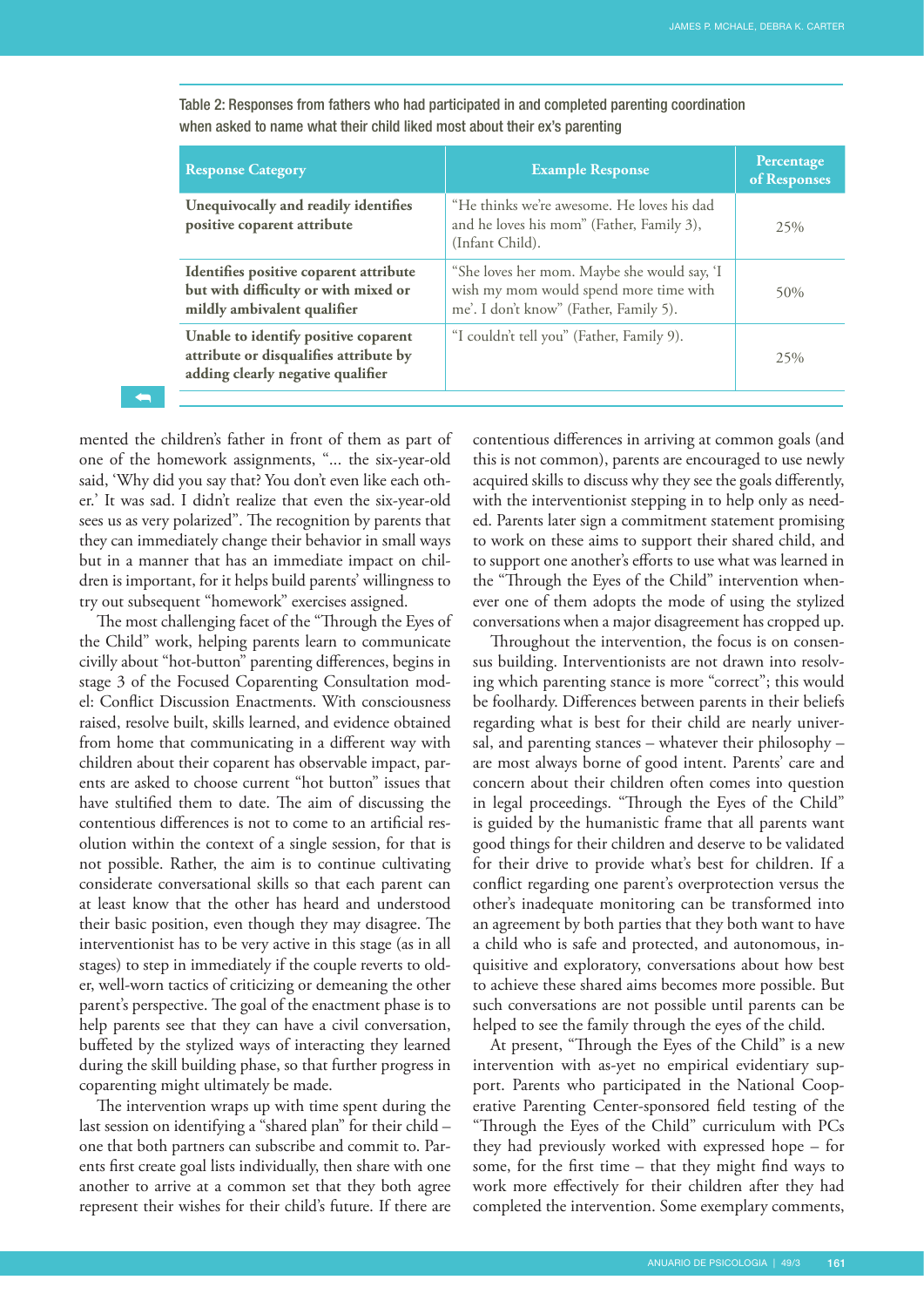Table 2: Responses from fathers who had participated in and completed parenting coordination when asked to name what their child liked most about their ex's parenting

| Response Category | Example Response | Percentage of Responses |
|---|---|---|
| **Unequivocally and readily identifies positive coparent attribute** | "He thinks we're awesome. He loves his dad and he loves his mom" (Father, Family 3), (Infant Child). | 25% |
| **Identifies positive coparent attribute but with difficulty or with mixed or mildly ambivalent qualifier** | "She loves her mom. Maybe she would say, 'I wish my mom would spend more time with me'. I don't know" (Father, Family 5). | 50% |
| **Unable to identify positive coparent attribute or disqualifies attribute by adding clearly negative qualifier** | "I couldn't tell you" (Father, Family 9). | 25% |

mented the children's father in front of them as part of one of the homework assignments, "... the six-year-old said, 'Why did you say that? You don't even like each other.' It was sad. I didn't realize that even the six-year-old sees us as very polarized". The recognition by parents that they can immediately change their behavior in small ways but in a manner that has an immediate impact on children is important, for it helps build parents' willingness to try out subsequent "homework" exercises assigned.

The most challenging facet of the "Through the Eyes of the Child" work, helping parents learn to communicate civilly about "hot-button" parenting differences, begins in stage 3 of the Focused Coparenting Consultation model: Conflict Discussion Enactments. With consciousness raised, resolve built, skills learned, and evidence obtained from home that communicating in a different way with children about their coparent has observable impact, parents are asked to choose current "hot button" issues that have stultified them to date. The aim of discussing the contentious differences is not to come to an artificial resolution within the context of a single session, for that is not possible. Rather, the aim is to continue cultivating considerate conversational skills so that each parent can at least know that the other has heard and understood their basic position, even though they may disagree. The interventionist has to be very active in this stage (as in all stages) to step in immediately if the couple reverts to older, well-worn tactics of criticizing or demeaning the other parent's perspective. The goal of the enactment phase is to help parents see that they can have a civil conversation, buffeted by the stylized ways of interacting they learned during the skill building phase, so that further progress in coparenting might ultimately be made.

The intervention wraps up with time spent during the last session on identifying a "shared plan" for their child – one that both partners can subscribe and commit to. Parents first create goal lists individually, then share with one another to arrive at a common set that they both agree represent their wishes for their child's future. If there are contentious differences in arriving at common goals (and this is not common), parents are encouraged to use newly acquired skills to discuss why they see the goals differently, with the interventionist stepping in to help only as needed. Parents later sign a commitment statement promising to work on these aims to support their shared child, and to support one another's efforts to use what was learned in the "Through the Eyes of the Child" intervention whenever one of them adopts the mode of using the stylized conversations when a major disagreement has cropped up.

Throughout the intervention, the focus is on consensus building. Interventionists are not drawn into resolving which parenting stance is more "correct"; this would be foolhardy. Differences between parents in their beliefs regarding what is best for their child are nearly universal, and parenting stances – whatever their philosophy – are most always borne of good intent. Parents' care and concern about their children often comes into question in legal proceedings. "Through the Eyes of the Child" is guided by the humanistic frame that all parents want good things for their children and deserve to be validated for their drive to provide what's best for children. If a conflict regarding one parent's overprotection versus the other's inadequate monitoring can be transformed into an agreement by both parties that they both want to have a child who is safe and protected, and autonomous, inquisitive and exploratory, conversations about how best to achieve these shared aims becomes more possible. But such conversations are not possible until parents can be helped to see the family through the eyes of the child.

At present, "Through the Eyes of the Child" is a new intervention with as-yet no empirical evidentiary support. Parents who participated in the National Cooperative Parenting Center-sponsored field testing of the "Through the Eyes of the Child" curriculum with PCs they had previously worked with expressed hope – for some, for the first time – that they might find ways to work more effectively for their children after they had completed the intervention. Some exemplary comments,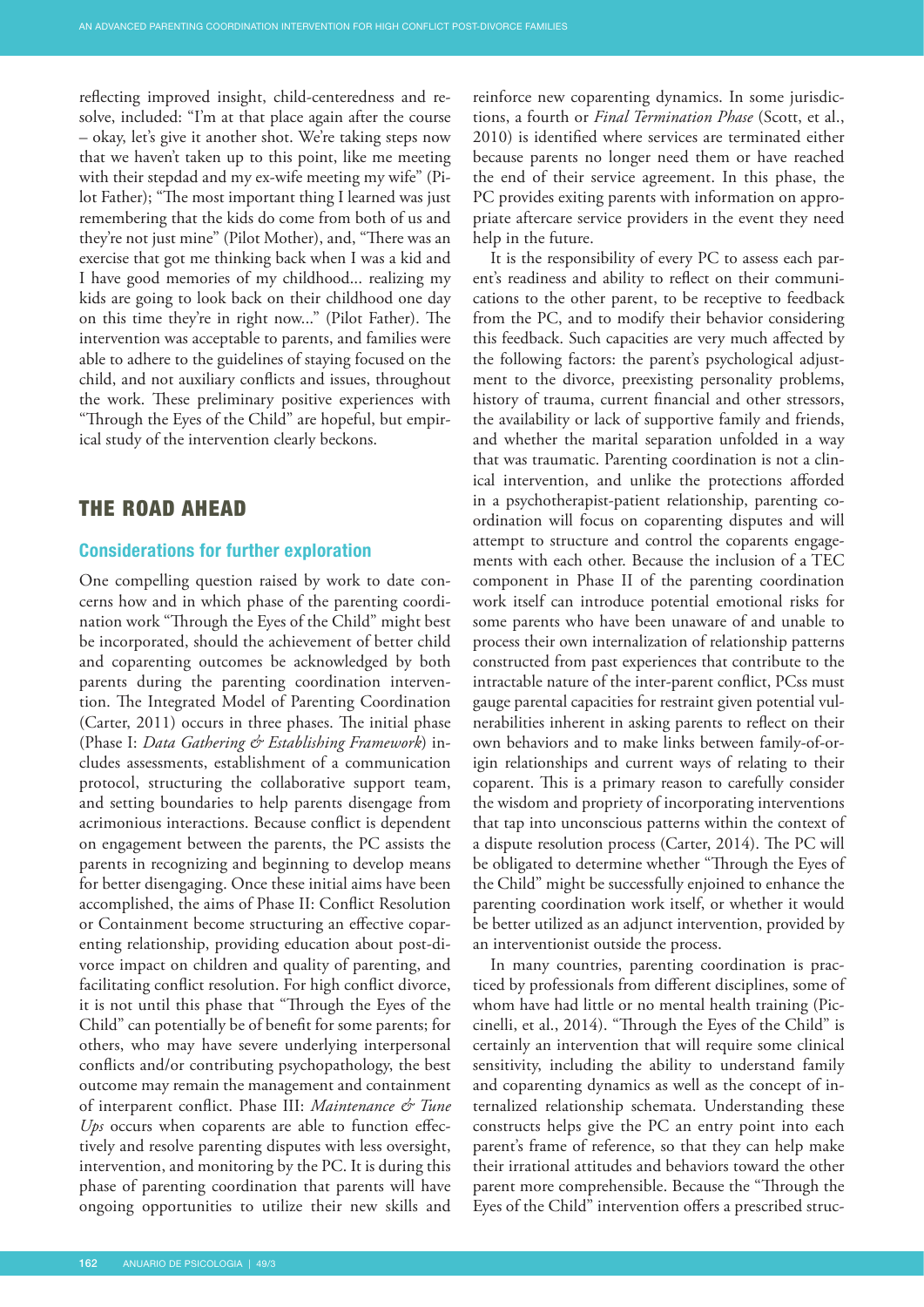reflecting improved insight, child-centeredness and resolve, included: "I'm at that place again after the course – okay, let's give it another shot. We're taking steps now that we haven't taken up to this point, like me meeting with their stepdad and my ex-wife meeting my wife" (Pilot Father); "The most important thing I learned was just remembering that the kids do come from both of us and they're not just mine" (Pilot Mother), and, "There was an exercise that got me thinking back when I was a kid and I have good memories of my childhood... realizing my kids are going to look back on their childhood one day on this time they're in right now..." (Pilot Father). The intervention was acceptable to parents, and families were able to adhere to the guidelines of staying focused on the child, and not auxiliary conflicts and issues, throughout the work. These preliminary positive experiences with "Through the Eyes of the Child" are hopeful, but empirical study of the intervention clearly beckons.

## THE ROAD AHEAD

### Considerations for further exploration

One compelling question raised by work to date concerns how and in which phase of the parenting coordination work "Through the Eyes of the Child" might best be incorporated, should the achievement of better child and coparenting outcomes be acknowledged by both parents during the parenting coordination intervention. The Integrated Model of Parenting Coordination (Carter, 2011) occurs in three phases. The initial phase (Phase I: *Data Gathering & Establishing Framework*) includes assessments, establishment of a communication protocol, structuring the collaborative support team, and setting boundaries to help parents disengage from acrimonious interactions. Because conflict is dependent on engagement between the parents, the PC assists the parents in recognizing and beginning to develop means for better disengaging. Once these initial aims have been accomplished, the aims of Phase II: Conflict Resolution or Containment become structuring an effective coparenting relationship, providing education about post-divorce impact on children and quality of parenting, and facilitating conflict resolution. For high conflict divorce, it is not until this phase that "Through the Eyes of the Child" can potentially be of benefit for some parents; for others, who may have severe underlying interpersonal conflicts and/or contributing psychopathology, the best outcome may remain the management and containment of interparent conflict. Phase III: *Maintenance & Tune Ups* occurs when coparents are able to function effectively and resolve parenting disputes with less oversight, intervention, and monitoring by the PC. It is during this phase of parenting coordination that parents will have ongoing opportunities to utilize their new skills and reinforce new coparenting dynamics. In some jurisdictions, a fourth or *Final Termination Phase* (Scott, et al., 2010) is identified where services are terminated either because parents no longer need them or have reached the end of their service agreement. In this phase, the PC provides exiting parents with information on appropriate aftercare service providers in the event they need help in the future.

It is the responsibility of every PC to assess each parent's readiness and ability to reflect on their communications to the other parent, to be receptive to feedback from the PC, and to modify their behavior considering this feedback. Such capacities are very much affected by the following factors: the parent's psychological adjustment to the divorce, preexisting personality problems, history of trauma, current financial and other stressors, the availability or lack of supportive family and friends, and whether the marital separation unfolded in a way that was traumatic. Parenting coordination is not a clinical intervention, and unlike the protections afforded in a psychotherapist-patient relationship, parenting coordination will focus on coparenting disputes and will attempt to structure and control the coparents engagements with each other. Because the inclusion of a TEC component in Phase II of the parenting coordination work itself can introduce potential emotional risks for some parents who have been unaware of and unable to process their own internalization of relationship patterns constructed from past experiences that contribute to the intractable nature of the inter-parent conflict, PCss must gauge parental capacities for restraint given potential vulnerabilities inherent in asking parents to reflect on their own behaviors and to make links between family-of-origin relationships and current ways of relating to their coparent. This is a primary reason to carefully consider the wisdom and propriety of incorporating interventions that tap into unconscious patterns within the context of a dispute resolution process (Carter, 2014). The PC will be obligated to determine whether "Through the Eyes of the Child" might be successfully enjoined to enhance the parenting coordination work itself, or whether it would be better utilized as an adjunct intervention, provided by an interventionist outside the process.

In many countries, parenting coordination is practiced by professionals from different disciplines, some of whom have had little or no mental health training (Piccinelli, et al., 2014). "Through the Eyes of the Child" is certainly an intervention that will require some clinical sensitivity, including the ability to understand family and coparenting dynamics as well as the concept of internalized relationship schemata. Understanding these constructs helps give the PC an entry point into each parent's frame of reference, so that they can help make their irrational attitudes and behaviors toward the other parent more comprehensible. Because the "Through the Eyes of the Child" intervention offers a prescribed struc-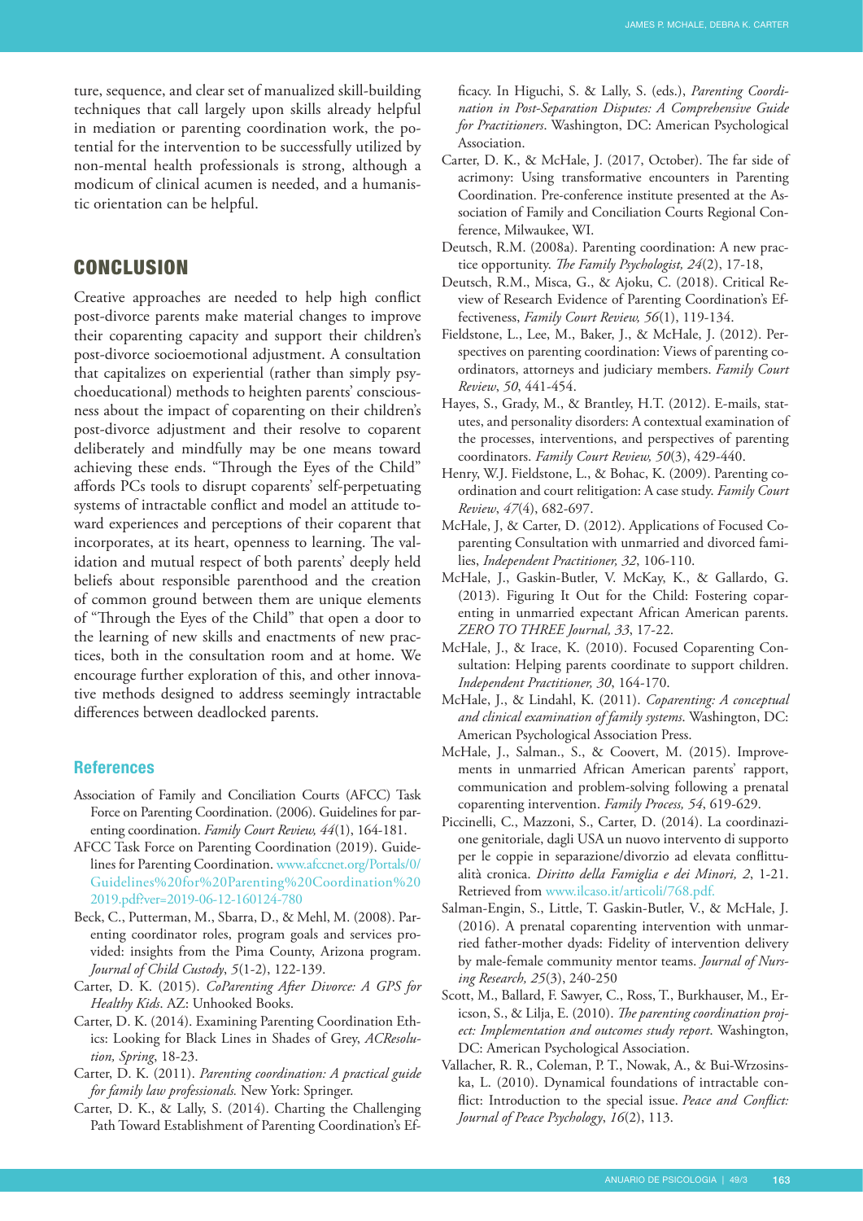ture, sequence, and clear set of manualized skill-building techniques that call largely upon skills already helpful in mediation or parenting coordination work, the potential for the intervention to be successfully utilized by non-mental health professionals is strong, although a modicum of clinical acumen is needed, and a humanistic orientation can be helpful.

## CONCLUSION

Creative approaches are needed to help high conflict post-divorce parents make material changes to improve their coparenting capacity and support their children's post-divorce socioemotional adjustment. A consultation that capitalizes on experiential (rather than simply psychoeducational) methods to heighten parents' consciousness about the impact of coparenting on their children's post-divorce adjustment and their resolve to coparent deliberately and mindfully may be one means toward achieving these ends. "Through the Eyes of the Child" affords PCs tools to disrupt coparents' self-perpetuating systems of intractable conflict and model an attitude toward experiences and perceptions of their coparent that incorporates, at its heart, openness to learning. The validation and mutual respect of both parents' deeply held beliefs about responsible parenthood and the creation of common ground between them are unique elements of "Through the Eyes of the Child" that open a door to the learning of new skills and enactments of new practices, both in the consultation room and at home. We encourage further exploration of this, and other innovative methods designed to address seemingly intractable differences between deadlocked parents.

### References

Association of Family and Conciliation Courts (AFCC) Task Force on Parenting Coordination. (2006). Guidelines for parenting coordination. *Family Court Review, 44*(1), 164-181.

AFCC Task Force on Parenting Coordination (2019). Guidelines for Parenting Coordination. www.afccnet.org/Portals/0/Guidelines%20for%20Parenting%20Coordination%202019.pdf?ver=2019-06-12-160124-780

Beck, C., Putterman, M., Sbarra, D., & Mehl, M. (2008). Parenting coordinator roles, program goals and services provided: insights from the Pima County, Arizona program. *Journal of Child Custody*, *5*(1-2), 122-139.

Carter, D. K. (2015). *CoParenting After Divorce: A GPS for Healthy Kids*. AZ: Unhooked Books.

Carter, D. K. (2014). Examining Parenting Coordination Ethics: Looking for Black Lines in Shades of Grey, *ACResolution, Spring*, 18-23.

Carter, D. K. (2011). *Parenting coordination: A practical guide for family law professionals.* New York: Springer.

Carter, D. K., & Lally, S. (2014). Charting the Challenging Path Toward Establishment of Parenting Coordination's Efficacy. In Higuchi, S. & Lally, S. (eds.), *Parenting Coordination in Post-Separation Disputes: A Comprehensive Guide for Practitioners*. Washington, DC: American Psychological Association.

Carter, D. K., & McHale, J. (2017, October). The far side of acrimony: Using transformative encounters in Parenting Coordination. Pre-conference institute presented at the Association of Family and Conciliation Courts Regional Conference, Milwaukee, WI.

Deutsch, R.M. (2008a). Parenting coordination: A new practice opportunity. *The Family Psychologist, 24*(2), 17-18,

Deutsch, R.M., Misca, G., & Ajoku, C. (2018). Critical Review of Research Evidence of Parenting Coordination's Effectiveness, *Family Court Review, 56*(1), 119-134.

Fieldstone, L., Lee, M., Baker, J., & McHale, J. (2012). Perspectives on parenting coordination: Views of parenting coordinators, attorneys and judiciary members. *Family Court Review*, *50*, 441-454.

Hayes, S., Grady, M., & Brantley, H.T. (2012). E-mails, statutes, and personality disorders: A contextual examination of the processes, interventions, and perspectives of parenting coordinators. *Family Court Review, 50*(3), 429-440.

Henry, W.J. Fieldstone, L., & Bohac, K. (2009). Parenting coordination and court relitigation: A case study. *Family Court Review*, *47*(4), 682-697.

McHale, J, & Carter, D. (2012). Applications of Focused Coparenting Consultation with unmarried and divorced families, *Independent Practitioner, 32*, 106-110.

McHale, J., Gaskin-Butler, V. McKay, K., & Gallardo, G. (2013). Figuring It Out for the Child: Fostering coparenting in unmarried expectant African American parents. *ZERO TO THREE Journal, 33*, 17-22.

McHale, J., & Irace, K. (2010). Focused Coparenting Consultation: Helping parents coordinate to support children. *Independent Practitioner, 30*, 164-170.

McHale, J., & Lindahl, K. (2011). *Coparenting: A conceptual and clinical examination of family systems.* Washington, DC: American Psychological Association Press.

McHale, J., Salman., S., & Coovert, M. (2015). Improvements in unmarried African American parents' rapport, communication and problem-solving following a prenatal coparenting intervention. *Family Process, 54*, 619-629.

Piccinelli, C., Mazzoni, S., Carter, D. (2014). La coordinazione genitoriale, dagli USA un nuovo intervento di supporto per le coppie in separazione/divorzio ad elevata conflittualità cronica. *Diritto della Famiglia e dei Minori, 2*, 1-21. Retrieved from www.ilcaso.it/articoli/768.pdf.

Salman-Engin, S., Little, T. Gaskin-Butler, V., & McHale, J. (2016). A prenatal coparenting intervention with unmarried father-mother dyads: Fidelity of intervention delivery by male-female community mentor teams. *Journal of Nursing Research, 25*(3), 240-250

Scott, M., Ballard, F. Sawyer, C., Ross, T., Burkhauser, M., Ericson, S., & Lilja, E. (2010). *The parenting coordination project: Implementation and outcomes study report*. Washington, DC: American Psychological Association.

Vallacher, R. R., Coleman, P. T., Nowak, A., & Bui-Wrzosinska, L. (2010). Dynamical foundations of intractable conflict: Introduction to the special issue. *Peace and Conflict: Journal of Peace Psychology*, *16*(2), 113.